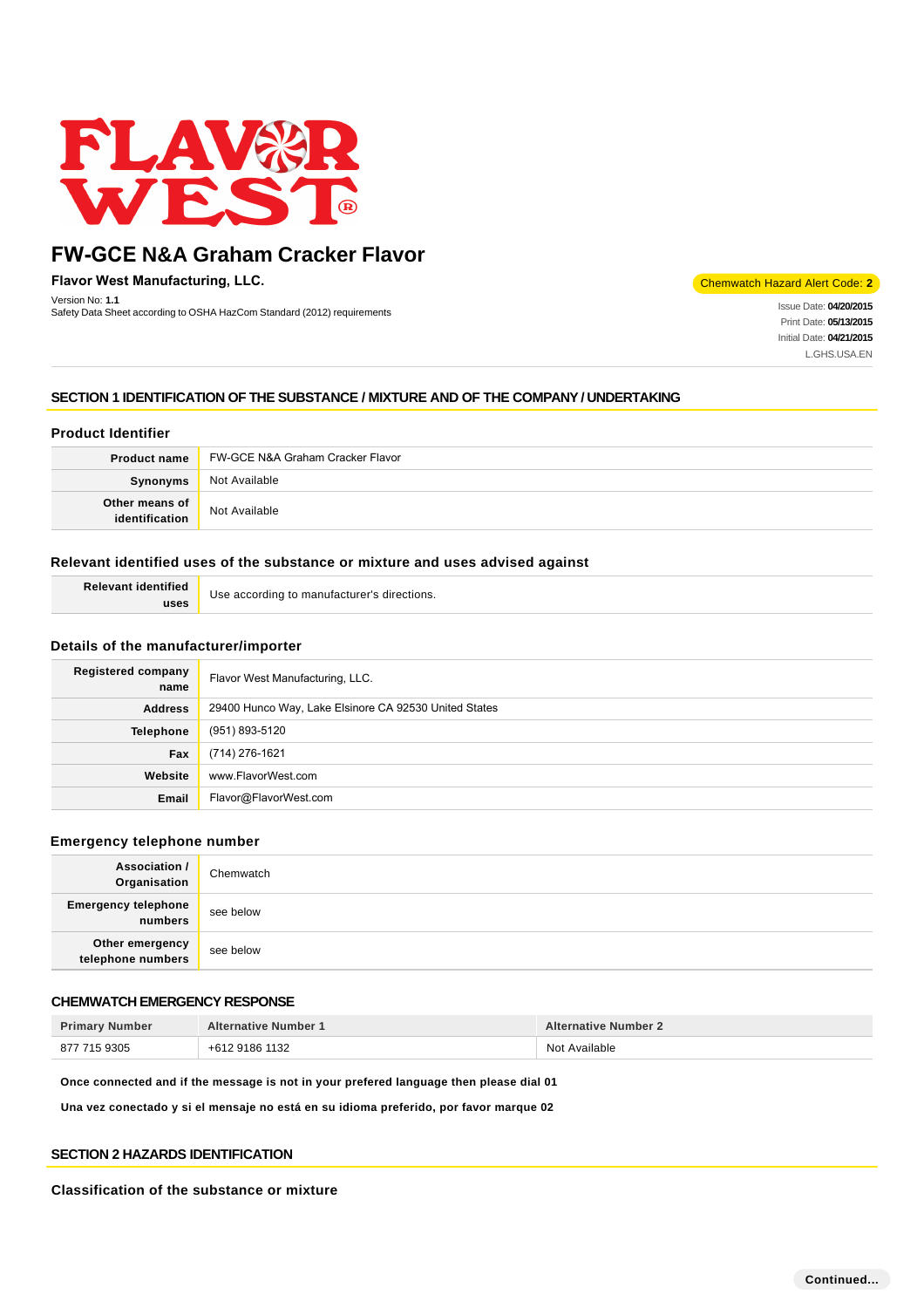# FW-GCE N&A Graham Cracker Flavor

**Flavor West Manufacturing, LLC.**

Version No: **1.1**
Safety Data Sheet according to OSHA HazCom Standard (2012) requirements

Chemwatch Hazard Alert Code: **2**

Issue Date: **04/20/2015**
Print Date: **05/13/2015**
Initial Date: **04/21/2015**
L.GHS.USA.EN

## SECTION 1 IDENTIFICATION OF THE SUBSTANCE / MIXTURE AND OF THE COMPANY / UNDERTAKING

### Product Identifier

| | |
|---|---|
| **Product name** | FW-GCE N&A Graham Cracker Flavor |
| **Synonyms** | Not Available |
| **Other means of identification** | Not Available |

### Relevant identified uses of the substance or mixture and uses advised against

| | |
|---|---|
| **Relevant identified uses** | Use according to manufacturer's directions. |

### Details of the manufacturer/importer

| | |
|---|---|
| **Registered company name** | Flavor West Manufacturing, LLC. |
| **Address** | 29400 Hunco Way, Lake Elsinore CA 92530 United States |
| **Telephone** | (951) 893-5120 |
| **Fax** | (714) 276-1621 |
| **Website** | www.FlavorWest.com |
| **Email** | Flavor@FlavorWest.com |

### Emergency telephone number

| | |
|---|---|
| **Association / Organisation** | Chemwatch |
| **Emergency telephone numbers** | see below |
| **Other emergency telephone numbers** | see below |

### CHEMWATCH EMERGENCY RESPONSE

| Primary Number | Alternative Number 1 | Alternative Number 2 |
|---|---|---|
| 877 715 9305 | +612 9186 1132 | Not Available |

**Once connected and if the message is not in your prefered language then please dial 01**

**Una vez conectado y si el mensaje no está en su idioma preferido, por favor marque 02**

## SECTION 2 HAZARDS IDENTIFICATION

### Classification of the substance or mixture

**Continued...**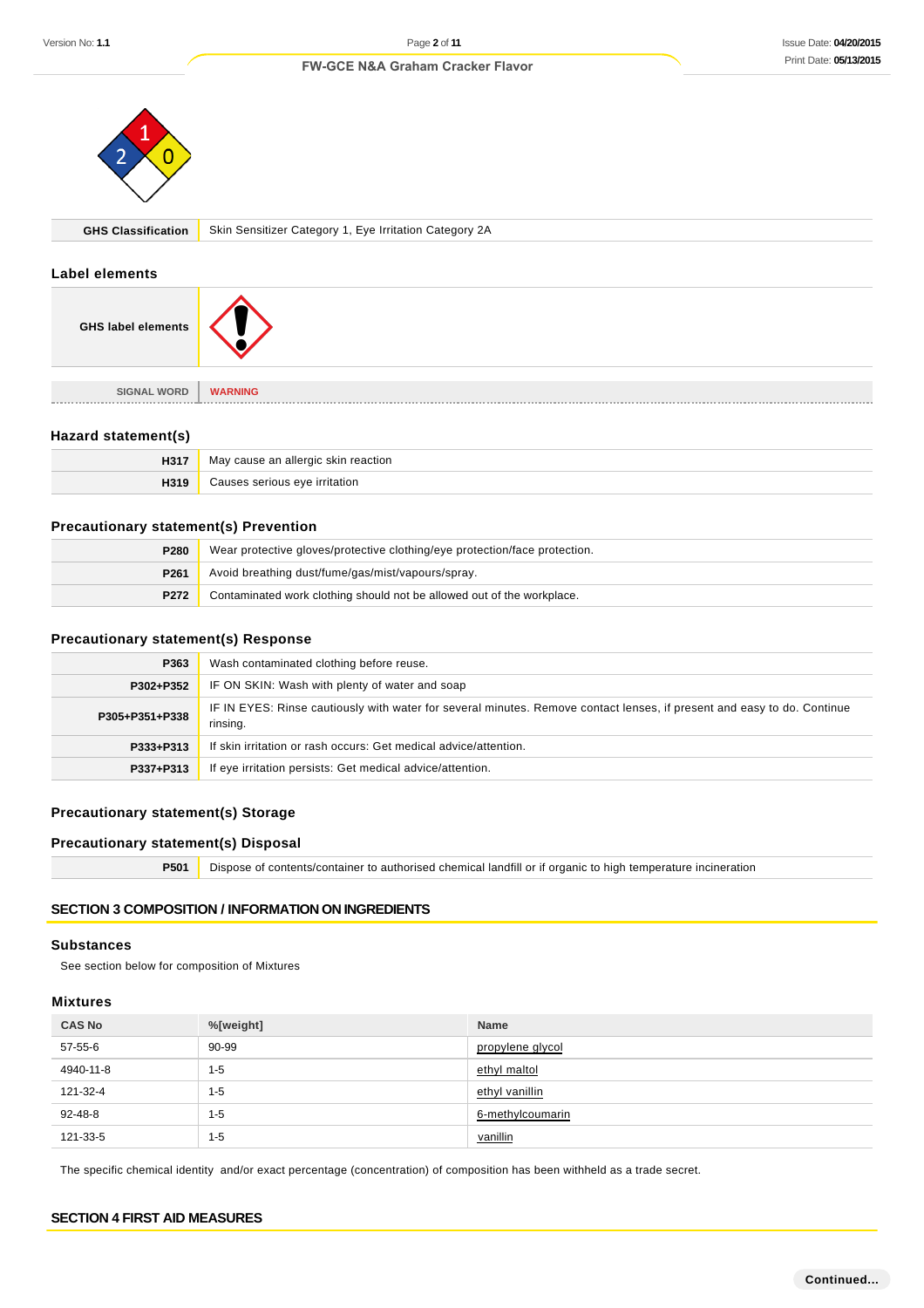| GHS Classification | Skin Sensitizer Category 1, Eye Irritation Category 2A |
|---|---|

## Label elements

| GHS label elements | |
|---|---|
| SIGNAL WORD | WARNING |

### Hazard statement(s)

| | |
|---|---|
| H317 | May cause an allergic skin reaction |
| H319 | Causes serious eye irritation |

### Precautionary statement(s) Prevention

| | |
|---|---|
| P280 | Wear protective gloves/protective clothing/eye protection/face protection. |
| P261 | Avoid breathing dust/fume/gas/mist/vapours/spray. |
| P272 | Contaminated work clothing should not be allowed out of the workplace. |

### Precautionary statement(s) Response

| | |
|---|---|
| P363 | Wash contaminated clothing before reuse. |
| P302+P352 | IF ON SKIN: Wash with plenty of water and soap |
| P305+P351+P338 | IF IN EYES: Rinse cautiously with water for several minutes. Remove contact lenses, if present and easy to do. Continue rinsing. |
| P333+P313 | If skin irritation or rash occurs: Get medical advice/attention. |
| P337+P313 | If eye irritation persists: Get medical advice/attention. |

### Precautionary statement(s) Storage

### Precautionary statement(s) Disposal

| | |
|---|---|
| P501 | Dispose of contents/container to authorised chemical landfill or if organic to high temperature incineration |

## SECTION 3 COMPOSITION / INFORMATION ON INGREDIENTS

### Substances

See section below for composition of Mixtures

### Mixtures

| CAS No | %[weight] | Name |
|---|---|---|
| 57-55-6 | 90-99 | propylene glycol |
| 4940-11-8 | 1-5 | ethyl maltol |
| 121-32-4 | 1-5 | ethyl vanillin |
| 92-48-8 | 1-5 | 6-methylcoumarin |
| 121-33-5 | 1-5 | vanillin |

The specific chemical identity and/or exact percentage (concentration) of composition has been withheld as a trade secret.

## SECTION 4 FIRST AID MEASURES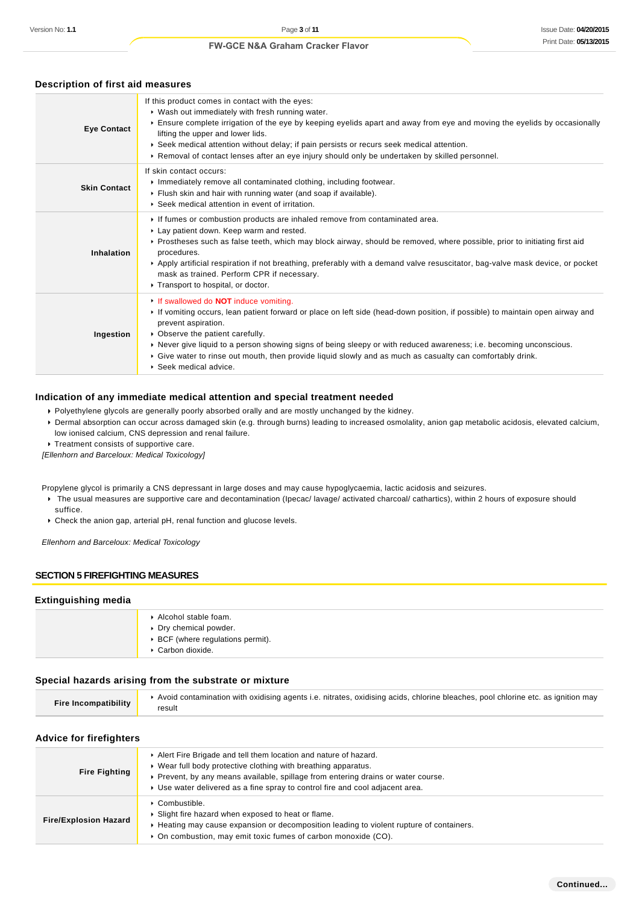## Description of first aid measures

| | |
|---|---|
| **Eye Contact** | If this product comes in contact with the eyes:<br>▸ Wash out immediately with fresh running water.<br>▸ Ensure complete irrigation of the eye by keeping eyelids apart and away from eye and moving the eyelids by occasionally lifting the upper and lower lids.<br>▸ Seek medical attention without delay; if pain persists or recurs seek medical attention.<br>▸ Removal of contact lenses after an eye injury should only be undertaken by skilled personnel. |
| **Skin Contact** | If skin contact occurs:<br>▸ Immediately remove all contaminated clothing, including footwear.<br>▸ Flush skin and hair with running water (and soap if available).<br>▸ Seek medical attention in event of irritation. |
| **Inhalation** | ▸ If fumes or combustion products are inhaled remove from contaminated area.<br>▸ Lay patient down. Keep warm and rested.<br>▸ Prostheses such as false teeth, which may block airway, should be removed, where possible, prior to initiating first aid procedures.<br>▸ Apply artificial respiration if not breathing, preferably with a demand valve resuscitator, bag-valve mask device, or pocket mask as trained. Perform CPR if necessary.<br>▸ Transport to hospital, or doctor. |
| **Ingestion** | ▸ If swallowed do **NOT** induce vomiting.<br>▸ If vomiting occurs, lean patient forward or place on left side (head-down position, if possible) to maintain open airway and prevent aspiration.<br>▸ Observe the patient carefully.<br>▸ Never give liquid to a person showing signs of being sleepy or with reduced awareness; i.e. becoming unconscious.<br>▸ Give water to rinse out mouth, then provide liquid slowly and as much as casualty can comfortably drink.<br>▸ Seek medical advice. |

## Indication of any immediate medical attention and special treatment needed

- Polyethylene glycols are generally poorly absorbed orally and are mostly unchanged by the kidney.
- Dermal absorption can occur across damaged skin (e.g. through burns) leading to increased osmolality, anion gap metabolic acidosis, elevated calcium, low ionised calcium, CNS depression and renal failure.
- Treatment consists of supportive care.

*[Ellenhorn and Barceloux: Medical Toxicology]*

Propylene glycol is primarily a CNS depressant in large doses and may cause hypoglycaemia, lactic acidosis and seizures.

- The usual measures are supportive care and decontamination (Ipecac/ lavage/ activated charcoal/ cathartics), within 2 hours of exposure should suffice.
- Check the anion gap, arterial pH, renal function and glucose levels.

*Ellenhorn and Barceloux: Medical Toxicology*

# SECTION 5 FIREFIGHTING MEASURES

## Extinguishing media

| | |
|---|---|
| | ▸ Alcohol stable foam.<br>▸ Dry chemical powder.<br>▸ BCF (where regulations permit).<br>▸ Carbon dioxide. |

## Special hazards arising from the substrate or mixture

| | |
|---|---|
| **Fire Incompatibility** | ▸ Avoid contamination with oxidising agents i.e. nitrates, oxidising acids, chlorine bleaches, pool chlorine etc. as ignition may result |

## Advice for firefighters

| | |
|---|---|
| **Fire Fighting** | ▸ Alert Fire Brigade and tell them location and nature of hazard.<br>▸ Wear full body protective clothing with breathing apparatus.<br>▸ Prevent, by any means available, spillage from entering drains or water course.<br>▸ Use water delivered as a fine spray to control fire and cool adjacent area. |
| **Fire/Explosion Hazard** | ▸ Combustible.<br>▸ Slight fire hazard when exposed to heat or flame.<br>▸ Heating may cause expansion or decomposition leading to violent rupture of containers.<br>▸ On combustion, may emit toxic fumes of carbon monoxide (CO). |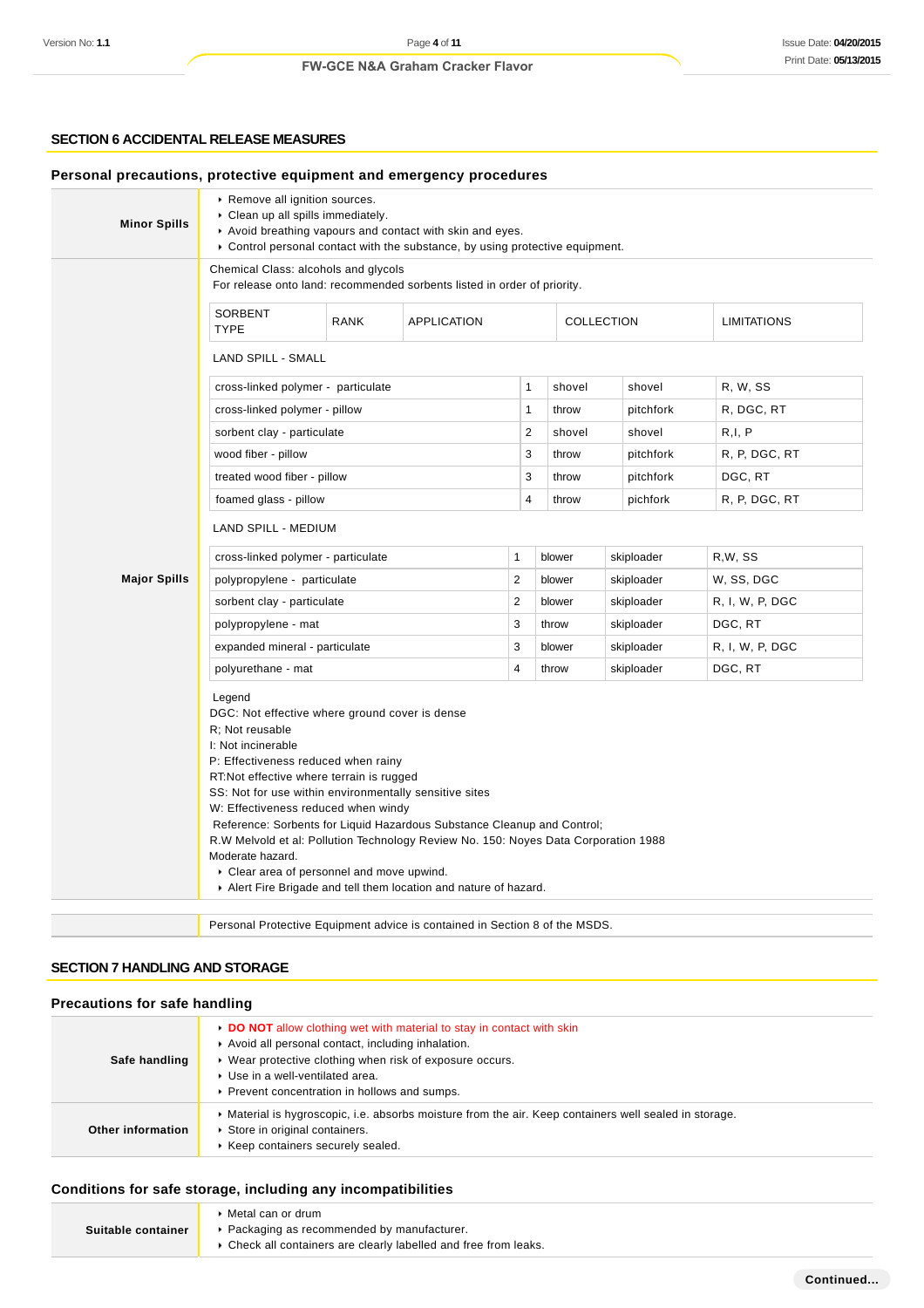## SECTION 6 ACCIDENTAL RELEASE MEASURES

### Personal precautions, protective equipment and emergency procedures

**Minor Spills**

- Remove all ignition sources.
- Clean up all spills immediately.
- Avoid breathing vapours and contact with skin and eyes.
- Control personal contact with the substance, by using protective equipment.

**Major Spills**

Chemical Class: alcohols and glycols
For release onto land: recommended sorbents listed in order of priority.

| SORBENT TYPE | RANK | APPLICATION | COLLECTION | LIMITATIONS |
|---|---|---|---|---|
| **LAND SPILL - SMALL** | | | | |
| cross-linked polymer - particulate | 1 | shovel | shovel | R, W, SS |
| cross-linked polymer - pillow | 1 | throw | pitchfork | R, DGC, RT |
| sorbent clay - particulate | 2 | shovel | shovel | R,I, P |
| wood fiber - pillow | 3 | throw | pitchfork | R, P, DGC, RT |
| treated wood fiber - pillow | 3 | throw | pitchfork | DGC, RT |
| foamed glass - pillow | 4 | throw | pichfork | R, P, DGC, RT |
| **LAND SPILL - MEDIUM** | | | | |
| cross-linked polymer - particulate | 1 | blower | skiploader | R,W, SS |
| polypropylene - particulate | 2 | blower | skiploader | W, SS, DGC |
| sorbent clay - particulate | 2 | blower | skiploader | R, I, W, P, DGC |
| polypropylene - mat | 3 | throw | skiploader | DGC, RT |
| expanded mineral - particulate | 3 | blower | skiploader | R, I, W, P, DGC |
| polyurethane - mat | 4 | throw | skiploader | DGC, RT |

Legend
DGC: Not effective where ground cover is dense
R; Not reusable
I: Not incinerable
P: Effectiveness reduced when rainy
RT:Not effective where terrain is rugged
SS: Not for use within environmentally sensitive sites
W: Effectiveness reduced when windy
Reference: Sorbents for Liquid Hazardous Substance Cleanup and Control;
R.W Melvold et al: Pollution Technology Review No. 150: Noyes Data Corporation 1988
Moderate hazard.

- Clear area of personnel and move upwind.
- Alert Fire Brigade and tell them location and nature of hazard.

Personal Protective Equipment advice is contained in Section 8 of the MSDS.

## SECTION 7 HANDLING AND STORAGE

### Precautions for safe handling

**Safe handling**

- **DO NOT** allow clothing wet with material to stay in contact with skin
- Avoid all personal contact, including inhalation.
- Wear protective clothing when risk of exposure occurs.
- Use in a well-ventilated area.
- Prevent concentration in hollows and sumps.

**Other information**

- Material is hygroscopic, i.e. absorbs moisture from the air. Keep containers well sealed in storage.
- Store in original containers.
- Keep containers securely sealed.

### Conditions for safe storage, including any incompatibilities

**Suitable container**

- Metal can or drum
- Packaging as recommended by manufacturer.
- Check all containers are clearly labelled and free from leaks.

Continued...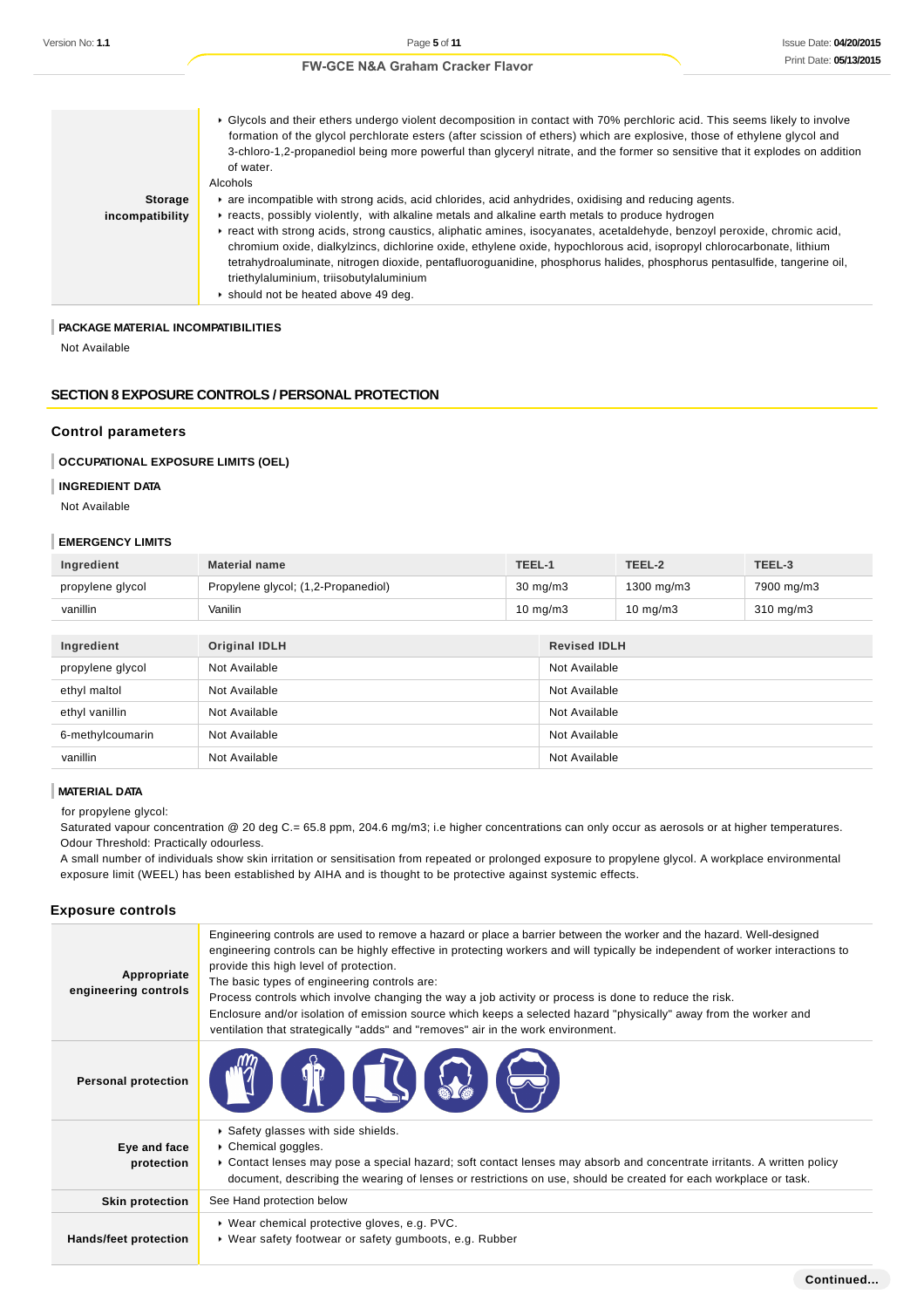| Storage incompatibility | ‣ Glycols and their ethers undergo violent decomposition in contact with 70% perchloric acid. This seems likely to involve formation of the glycol perchlorate esters (after scission of ethers) which are explosive, those of ethylene glycol and 3-chloro-1,2-propanediol being more powerful than glyceryl nitrate, and the former so sensitive that it explodes on addition of water.<br>Alcohols<br>‣ are incompatible with strong acids, acid chlorides, acid anhydrides, oxidising and reducing agents.<br>‣ reacts, possibly violently, with alkaline metals and alkaline earth metals to produce hydrogen<br>‣ react with strong acids, strong caustics, aliphatic amines, isocyanates, acetaldehyde, benzoyl peroxide, chromic acid, chromium oxide, dialkylzincs, dichlorine oxide, ethylene oxide, hypochlorous acid, isopropyl chlorocarbonate, lithium tetrahydroaluminate, nitrogen dioxide, pentafluoroguanidine, phosphorus halides, phosphorus pentasulfide, tangerine oil, triethylaluminium, triisobutylaluminium<br>‣ should not be heated above 49 deg. |
|---|---|

### PACKAGE MATERIAL INCOMPATIBILITIES

Not Available

## SECTION 8 EXPOSURE CONTROLS / PERSONAL PROTECTION

### Control parameters

#### OCCUPATIONAL EXPOSURE LIMITS (OEL)

#### INGREDIENT DATA

Not Available

#### EMERGENCY LIMITS

| Ingredient | Material name | TEEL-1 | TEEL-2 | TEEL-3 |
|---|---|---|---|---|
| propylene glycol | Propylene glycol; (1,2-Propanediol) | 30 mg/m3 | 1300 mg/m3 | 7900 mg/m3 |
| vanillin | Vanilin | 10 mg/m3 | 10 mg/m3 | 310 mg/m3 |

| Ingredient | Original IDLH | Revised IDLH |
|---|---|---|
| propylene glycol | Not Available | Not Available |
| ethyl maltol | Not Available | Not Available |
| ethyl vanillin | Not Available | Not Available |
| 6-methylcoumarin | Not Available | Not Available |
| vanillin | Not Available | Not Available |

#### MATERIAL DATA

for propylene glycol:
Saturated vapour concentration @ 20 deg C.= 65.8 ppm, 204.6 mg/m3; i.e higher concentrations can only occur as aerosols or at higher temperatures.
Odour Threshold: Practically odourless.
A small number of individuals show skin irritation or sensitisation from repeated or prolonged exposure to propylene glycol. A workplace environmental exposure limit (WEEL) has been established by AIHA and is thought to be protective against systemic effects.

### Exposure controls

| Appropriate engineering controls | Engineering controls are used to remove a hazard or place a barrier between the worker and the hazard. Well-designed engineering controls can be highly effective in protecting workers and will typically be independent of worker interactions to provide this high level of protection.<br>The basic types of engineering controls are:<br>Process controls which involve changing the way a job activity or process is done to reduce the risk.<br>Enclosure and/or isolation of emission source which keeps a selected hazard "physically" away from the worker and ventilation that strategically "adds" and "removes" air in the work environment. |
|---|---|
| Personal protection | |
| Eye and face protection | ‣ Safety glasses with side shields.<br>‣ Chemical goggles.<br>‣ Contact lenses may pose a special hazard; soft contact lenses may absorb and concentrate irritants. A written policy document, describing the wearing of lenses or restrictions on use, should be created for each workplace or task. |
| Skin protection | See Hand protection below |
| Hands/feet protection | ‣ Wear chemical protective gloves, e.g. PVC.<br>‣ Wear safety footwear or safety gumboots, e.g. Rubber |

Continued...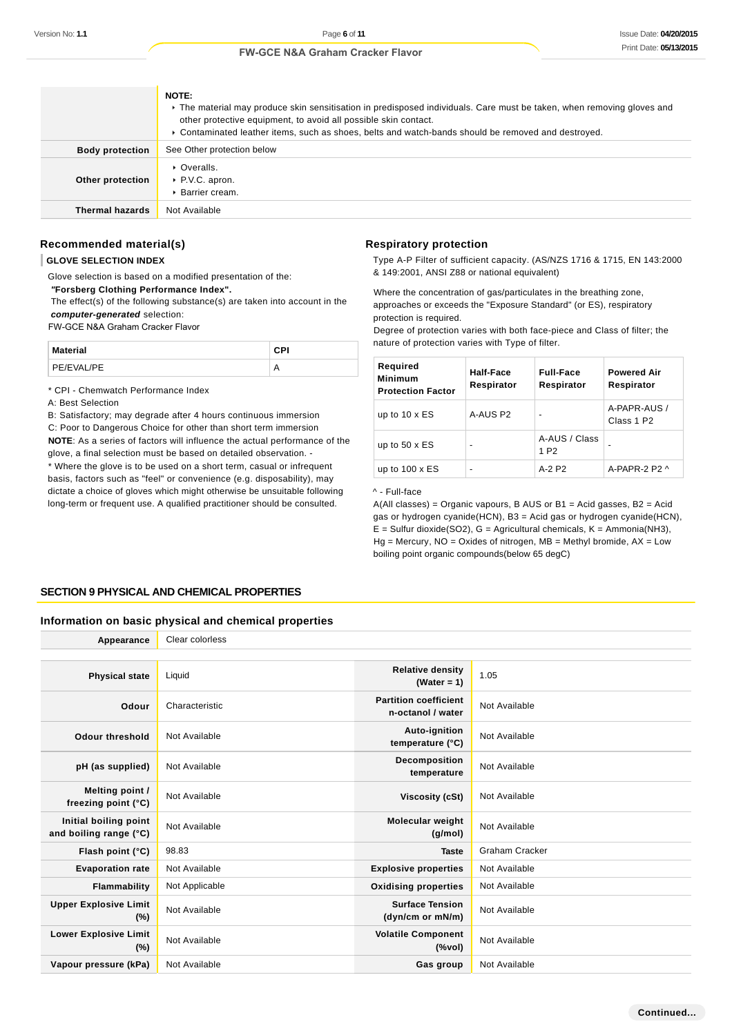| | |
|---|---|
| | **NOTE:**<br>‣ The material may produce skin sensitisation in predisposed individuals. Care must be taken, when removing gloves and other protective equipment, to avoid all possible skin contact.<br>‣ Contaminated leather items, such as shoes, belts and watch-bands should be removed and destroyed. |
| **Body protection** | See Other protection below |
| **Other protection** | ‣ Overalls.<br>‣ P.V.C. apron.<br>‣ Barrier cream. |
| **Thermal hazards** | Not Available |

### Recommended material(s)

**GLOVE SELECTION INDEX**

Glove selection is based on a modified presentation of the:
***"Forsberg Clothing Performance Index".***
The effect(s) of the following substance(s) are taken into account in the ***computer-generated*** selection:
FW-GCE N&A Graham Cracker Flavor

| Material | CPI |
|---|---|
| PE/EVAL/PE | A |

* CPI - Chemwatch Performance Index
A: Best Selection
B: Satisfactory; may degrade after 4 hours continuous immersion
C: Poor to Dangerous Choice for other than short term immersion
**NOTE**: As a series of factors will influence the actual performance of the glove, a final selection must be based on detailed observation. -
* Where the glove is to be used on a short term, casual or infrequent basis, factors such as "feel" or convenience (e.g. disposability), may dictate a choice of gloves which might otherwise be unsuitable following long-term or frequent use. A qualified practitioner should be consulted.

### Respiratory protection

Type A-P Filter of sufficient capacity. (AS/NZS 1716 & 1715, EN 143:2000 & 149:2001, ANSI Z88 or national equivalent)

Where the concentration of gas/particulates in the breathing zone, approaches or exceeds the "Exposure Standard" (or ES), respiratory protection is required.
Degree of protection varies with both face-piece and Class of filter; the nature of protection varies with Type of filter.

| Required Minimum Protection Factor | Half-Face Respirator | Full-Face Respirator | Powered Air Respirator |
|---|---|---|---|
| up to 10 x ES | A-AUS P2 | - | A-PAPR-AUS / Class 1 P2 |
| up to 50 x ES | - | A-AUS / Class 1 P2 | - |
| up to 100 x ES | - | A-2 P2 | A-PAPR-2 P2 ^ |

^ - Full-face
A(All classes) = Organic vapours, B AUS or B1 = Acid gasses, B2 = Acid gas or hydrogen cyanide(HCN), B3 = Acid gas or hydrogen cyanide(HCN), E = Sulfur dioxide(SO2), G = Agricultural chemicals, K = Ammonia(NH3), Hg = Mercury, NO = Oxides of nitrogen, MB = Methyl bromide, AX = Low boiling point organic compounds(below 65 degC)

## SECTION 9 PHYSICAL AND CHEMICAL PROPERTIES

### Information on basic physical and chemical properties

| | |
|---|---|
| **Appearance** | Clear colorless |

| | | | |
|---|---|---|---|
| **Physical state** | Liquid | **Relative density (Water = 1)** | 1.05 |
| **Odour** | Characteristic | **Partition coefficient n-octanol / water** | Not Available |
| **Odour threshold** | Not Available | **Auto-ignition temperature (°C)** | Not Available |
| **pH (as supplied)** | Not Available | **Decomposition temperature** | Not Available |
| **Melting point / freezing point (°C)** | Not Available | **Viscosity (cSt)** | Not Available |
| **Initial boiling point and boiling range (°C)** | Not Available | **Molecular weight (g/mol)** | Not Available |
| **Flash point (°C)** | 98.83 | **Taste** | Graham Cracker |
| **Evaporation rate** | Not Available | **Explosive properties** | Not Available |
| **Flammability** | Not Applicable | **Oxidising properties** | Not Available |
| **Upper Explosive Limit (%)** | Not Available | **Surface Tension (dyn/cm or mN/m)** | Not Available |
| **Lower Explosive Limit (%)** | Not Available | **Volatile Component (%vol)** | Not Available |
| **Vapour pressure (kPa)** | Not Available | **Gas group** | Not Available |

Continued...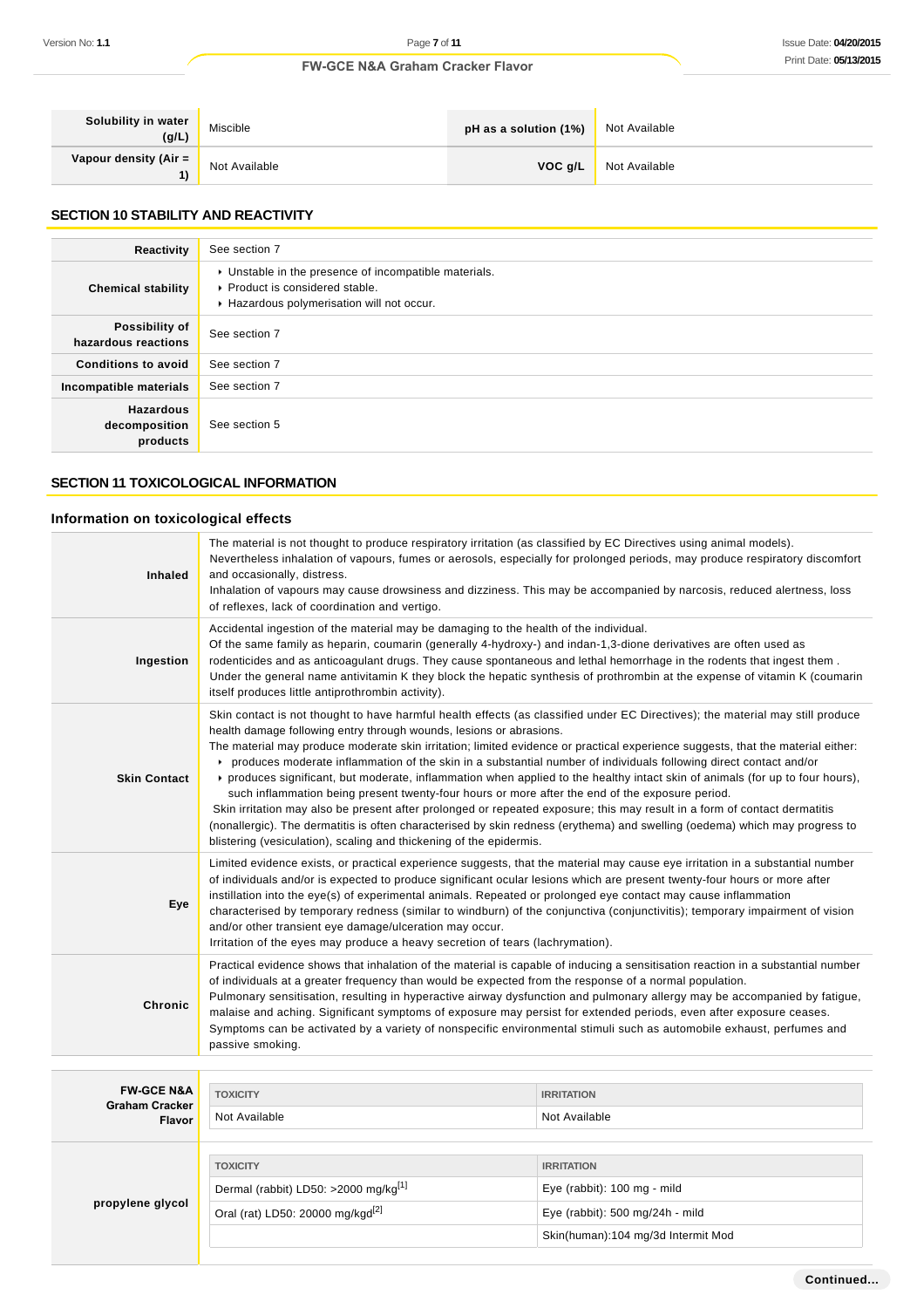| Solubility in water (g/L) | Miscible | pH as a solution (1%) | Not Available |
|---|---|---|---|
| Vapour density (Air = 1) | Not Available | VOC g/L | Not Available |

## SECTION 10 STABILITY AND REACTIVITY

| | |
|---|---|
| **Reactivity** | See section 7 |
| **Chemical stability** | ▸ Unstable in the presence of incompatible materials.<br>▸ Product is considered stable.<br>▸ Hazardous polymerisation will not occur. |
| **Possibility of hazardous reactions** | See section 7 |
| **Conditions to avoid** | See section 7 |
| **Incompatible materials** | See section 7 |
| **Hazardous decomposition products** | See section 5 |

## SECTION 11 TOXICOLOGICAL INFORMATION

### Information on toxicological effects

| | |
|---|---|
| **Inhaled** | The material is not thought to produce respiratory irritation (as classified by EC Directives using animal models). Nevertheless inhalation of vapours, fumes or aerosols, especially for prolonged periods, may produce respiratory discomfort and occasionally, distress.<br>Inhalation of vapours may cause drowsiness and dizziness. This may be accompanied by narcosis, reduced alertness, loss of reflexes, lack of coordination and vertigo. |
| **Ingestion** | Accidental ingestion of the material may be damaging to the health of the individual.<br>Of the same family as heparin, coumarin (generally 4-hydroxy-) and indan-1,3-dione derivatives are often used as rodenticides and as anticoagulant drugs. They cause spontaneous and lethal hemorrhage in the rodents that ingest them .<br>Under the general name antivitamin K they block the hepatic synthesis of prothrombin at the expense of vitamin K (coumarin itself produces little antiprothrombin activity). |
| **Skin Contact** | Skin contact is not thought to have harmful health effects (as classified under EC Directives); the material may still produce health damage following entry through wounds, lesions or abrasions.<br>The material may produce moderate skin irritation; limited evidence or practical experience suggests, that the material either:<br>▸ produces moderate inflammation of the skin in a substantial number of individuals following direct contact and/or<br>▸ produces significant, but moderate, inflammation when applied to the healthy intact skin of animals (for up to four hours), such inflammation being present twenty-four hours or more after the end of the exposure period.<br>Skin irritation may also be present after prolonged or repeated exposure; this may result in a form of contact dermatitis (nonallergic). The dermatitis is often characterised by skin redness (erythema) and swelling (oedema) which may progress to blistering (vesiculation), scaling and thickening of the epidermis. |
| **Eye** | Limited evidence exists, or practical experience suggests, that the material may cause eye irritation in a substantial number of individuals and/or is expected to produce significant ocular lesions which are present twenty-four hours or more after instillation into the eye(s) of experimental animals. Repeated or prolonged eye contact may cause inflammation characterised by temporary redness (similar to windburn) of the conjunctiva (conjunctivitis); temporary impairment of vision and/or other transient eye damage/ulceration may occur.<br>Irritation of the eyes may produce a heavy secretion of tears (lachrymation). |
| **Chronic** | Practical evidence shows that inhalation of the material is capable of inducing a sensitisation reaction in a substantial number of individuals at a greater frequency than would be expected from the response of a normal population.<br>Pulmonary sensitisation, resulting in hyperactive airway dysfunction and pulmonary allergy may be accompanied by fatigue, malaise and aching. Significant symptoms of exposure may persist for extended periods, even after exposure ceases. Symptoms can be activated by a variety of nonspecific environmental stimuli such as automobile exhaust, perfumes and passive smoking. |

| | TOXICITY | IRRITATION |
|---|---|---|
| **FW-GCE N&A Graham Cracker Flavor** | Not Available | Not Available |

| | TOXICITY | IRRITATION |
|---|---|---|
| **propylene glycol** | Dermal (rabbit) LD50: >2000 mg/kg[1] | Eye (rabbit): 100 mg - mild |
| | Oral (rat) LD50: 20000 mg/kgd[2] | Eye (rabbit): 500 mg/24h - mild |
| | | Skin(human):104 mg/3d Intermit Mod |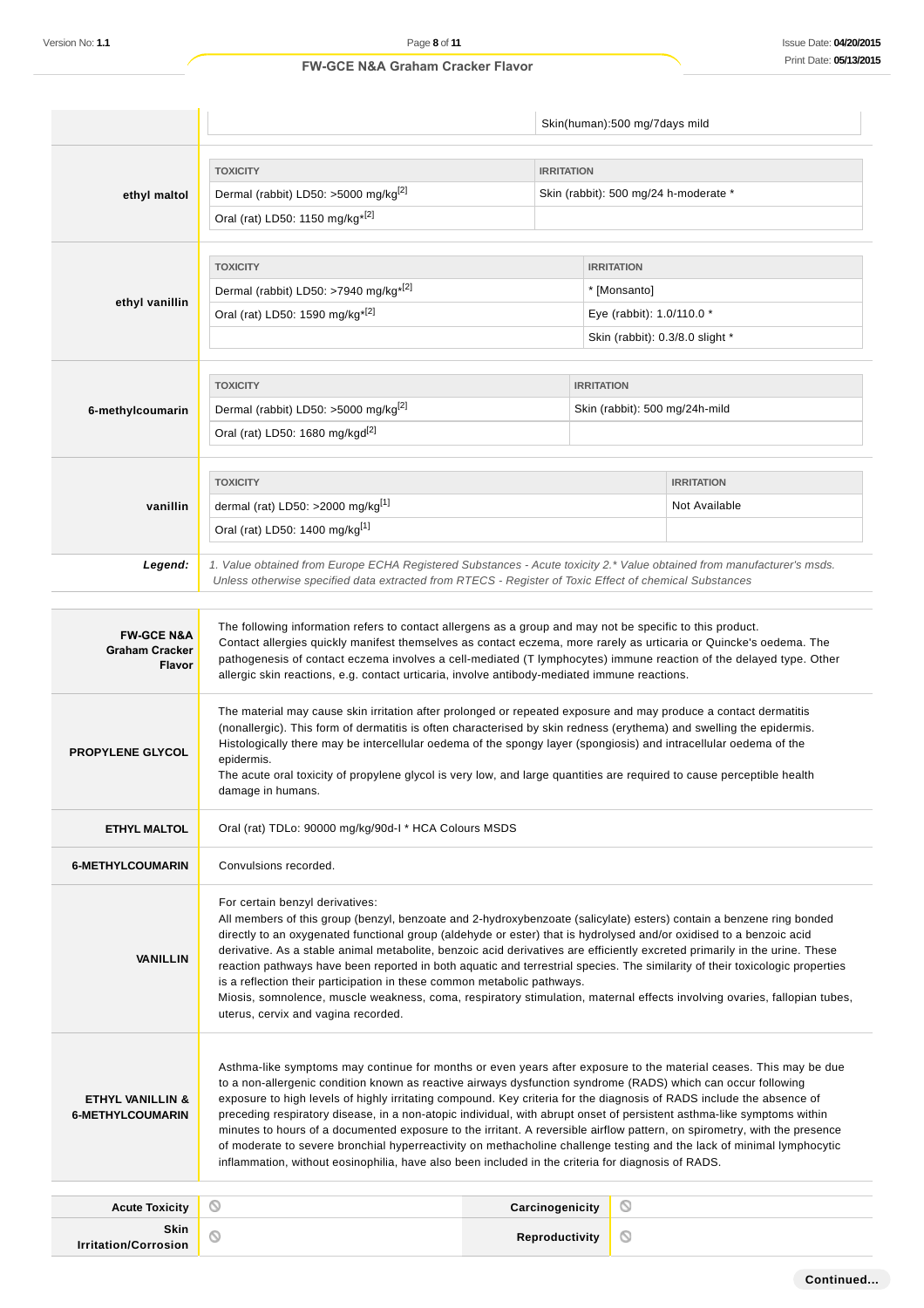| | | |
|---|---|---|
| | | Skin(human):500 mg/7days mild |

| | TOXICITY | IRRITATION |
|---|---|---|
| **ethyl maltol** | Dermal (rabbit) LD50: >5000 mg/kg[2] | Skin (rabbit): 500 mg/24 h-moderate * |
| | Oral (rat) LD50: 1150 mg/kg*[2] | |

| | TOXICITY | IRRITATION |
|---|---|---|
| **ethyl vanillin** | Dermal (rabbit) LD50: >7940 mg/kg*[2] | * [Monsanto] |
| | Oral (rat) LD50: 1590 mg/kg*[2] | Eye (rabbit): 1.0/110.0 * |
| | | Skin (rabbit): 0.3/8.0 slight * |

| | TOXICITY | IRRITATION |
|---|---|---|
| **6-methylcoumarin** | Dermal (rabbit) LD50: >5000 mg/kg[2] | Skin (rabbit): 500 mg/24h-mild |
| | Oral (rat) LD50: 1680 mg/kgd[2] | |

| | TOXICITY | IRRITATION |
|---|---|---|
| **vanillin** | dermal (rat) LD50: >2000 mg/kg[1] | Not Available |
| | Oral (rat) LD50: 1400 mg/kg[1] | |

***Legend:*** *1. Value obtained from Europe ECHA Registered Substances - Acute toxicity 2.\* Value obtained from manufacturer's msds. Unless otherwise specified data extracted from RTECS - Register of Toxic Effect of chemical Substances*

| | |
|---|---|
| **FW-GCE N&A Graham Cracker Flavor** | The following information refers to contact allergens as a group and may not be specific to this product. Contact allergies quickly manifest themselves as contact eczema, more rarely as urticaria or Quincke's oedema. The pathogenesis of contact eczema involves a cell-mediated (T lymphocytes) immune reaction of the delayed type. Other allergic skin reactions, e.g. contact urticaria, involve antibody-mediated immune reactions. |
| **PROPYLENE GLYCOL** | The material may cause skin irritation after prolonged or repeated exposure and may produce a contact dermatitis (nonallergic). This form of dermatitis is often characterised by skin redness (erythema) and swelling the epidermis. Histologically there may be intercellular oedema of the spongy layer (spongiosis) and intracellular oedema of the epidermis.<br>The acute oral toxicity of propylene glycol is very low, and large quantities are required to cause perceptible health damage in humans. |
| **ETHYL MALTOL** | Oral (rat) TDLo: 90000 mg/kg/90d-I * HCA Colours MSDS |
| **6-METHYLCOUMARIN** | Convulsions recorded. |
| **VANILLIN** | For certain benzyl derivatives:<br>All members of this group (benzyl, benzoate and 2-hydroxybenzoate (salicylate) esters) contain a benzene ring bonded directly to an oxygenated functional group (aldehyde or ester) that is hydrolysed and/or oxidised to a benzoic acid derivative. As a stable animal metabolite, benzoic acid derivatives are efficiently excreted primarily in the urine. These reaction pathways have been reported in both aquatic and terrestrial species. The similarity of their toxicologic properties is a reflection their participation in these common metabolic pathways.<br>Miosis, somnolence, muscle weakness, coma, respiratory stimulation, maternal effects involving ovaries, fallopian tubes, uterus, cervix and vagina recorded. |
| **ETHYL VANILLIN & 6-METHYLCOUMARIN** | Asthma-like symptoms may continue for months or even years after exposure to the material ceases. This may be due to a non-allergenic condition known as reactive airways dysfunction syndrome (RADS) which can occur following exposure to high levels of highly irritating compound. Key criteria for the diagnosis of RADS include the absence of preceding respiratory disease, in a non-atopic individual, with abrupt onset of persistent asthma-like symptoms within minutes to hours of a documented exposure to the irritant. A reversible airflow pattern, on spirometry, with the presence of moderate to severe bronchial hyperreactivity on methacholine challenge testing and the lack of minimal lymphocytic inflammation, without eosinophilia, have also been included in the criteria for diagnosis of RADS. |

| | | | |
|---|---|---|---|
| **Acute Toxicity** | ⃠ | **Carcinogenicity** | ⃠ |
| **Skin Irritation/Corrosion** | ⃠ | **Reproductivity** | ⃠ |

Continued...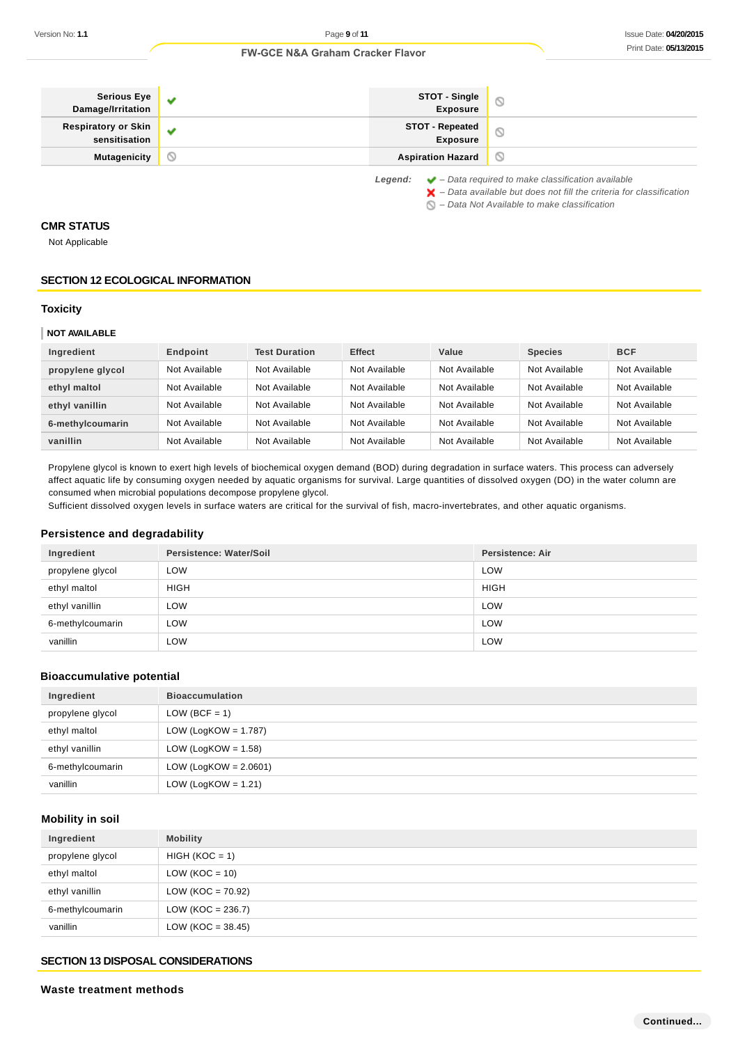| | | | |
|---|---|---|---|
| **Serious Eye Damage/Irritation** | ✔ | **STOT - Single Exposure** | ⊘ |
| **Respiratory or Skin sensitisation** | ✔ | **STOT - Repeated Exposure** | ⊘ |
| **Mutagenicity** | ⊘ | **Aspiration Hazard** | ⊘ |

*Legend:*
- ✔ *– Data required to make classification available*
- ✖ *– Data available but does not fill the criteria for classification*
- ⊘ *– Data Not Available to make classification*

### CMR STATUS

Not Applicable

## SECTION 12 ECOLOGICAL INFORMATION

### Toxicity

**NOT AVAILABLE**

| Ingredient | Endpoint | Test Duration | Effect | Value | Species | BCF |
|---|---|---|---|---|---|---|
| propylene glycol | Not Available | Not Available | Not Available | Not Available | Not Available | Not Available |
| ethyl maltol | Not Available | Not Available | Not Available | Not Available | Not Available | Not Available |
| ethyl vanillin | Not Available | Not Available | Not Available | Not Available | Not Available | Not Available |
| 6-methylcoumarin | Not Available | Not Available | Not Available | Not Available | Not Available | Not Available |
| vanillin | Not Available | Not Available | Not Available | Not Available | Not Available | Not Available |

Propylene glycol is known to exert high levels of biochemical oxygen demand (BOD) during degradation in surface waters. This process can adversely affect aquatic life by consuming oxygen needed by aquatic organisms for survival. Large quantities of dissolved oxygen (DO) in the water column are consumed when microbial populations decompose propylene glycol.
Sufficient dissolved oxygen levels in surface waters are critical for the survival of fish, macro-invertebrates, and other aquatic organisms.

### Persistence and degradability

| Ingredient | Persistence: Water/Soil | Persistence: Air |
|---|---|---|
| propylene glycol | LOW | LOW |
| ethyl maltol | HIGH | HIGH |
| ethyl vanillin | LOW | LOW |
| 6-methylcoumarin | LOW | LOW |
| vanillin | LOW | LOW |

### Bioaccumulative potential

| Ingredient | Bioaccumulation |
|---|---|
| propylene glycol | LOW (BCF = 1) |
| ethyl maltol | LOW (LogKOW = 1.787) |
| ethyl vanillin | LOW (LogKOW = 1.58) |
| 6-methylcoumarin | LOW (LogKOW = 2.0601) |
| vanillin | LOW (LogKOW = 1.21) |

### Mobility in soil

| Ingredient | Mobility |
|---|---|
| propylene glycol | HIGH (KOC = 1) |
| ethyl maltol | LOW (KOC = 10) |
| ethyl vanillin | LOW (KOC = 70.92) |
| 6-methylcoumarin | LOW (KOC = 236.7) |
| vanillin | LOW (KOC = 38.45) |

## SECTION 13 DISPOSAL CONSIDERATIONS

### Waste treatment methods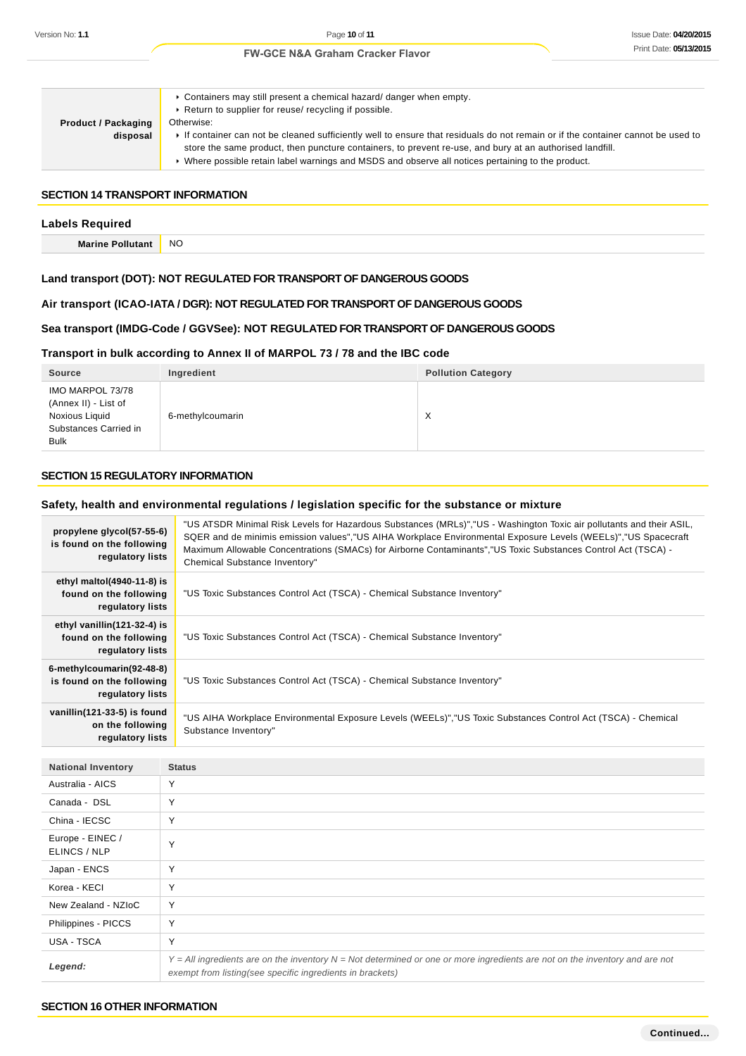| | |
|---|---|
| **Product / Packaging disposal** | ▸ Containers may still present a chemical hazard/ danger when empty.<br>▸ Return to supplier for reuse/ recycling if possible.<br>Otherwise:<br>▸ If container can not be cleaned sufficiently well to ensure that residuals do not remain or if the container cannot be used to store the same product, then puncture containers, to prevent re-use, and bury at an authorised landfill.<br>▸ Where possible retain label warnings and MSDS and observe all notices pertaining to the product. |

## SECTION 14 TRANSPORT INFORMATION

### Labels Required

| | |
|---|---|
| **Marine Pollutant** | NO |

### Land transport (DOT): NOT REGULATED FOR TRANSPORT OF DANGEROUS GOODS

### Air transport (ICAO-IATA / DGR): NOT REGULATED FOR TRANSPORT OF DANGEROUS GOODS

### Sea transport (IMDG-Code / GGVSee): NOT REGULATED FOR TRANSPORT OF DANGEROUS GOODS

### Transport in bulk according to Annex II of MARPOL 73 / 78 and the IBC code

| Source | Ingredient | Pollution Category |
|---|---|---|
| IMO MARPOL 73/78 (Annex II) - List of Noxious Liquid Substances Carried in Bulk | 6-methylcoumarin | X |

## SECTION 15 REGULATORY INFORMATION

### Safety, health and environmental regulations / legislation specific for the substance or mixture

| | |
|---|---|
| **propylene glycol(57-55-6) is found on the following regulatory lists** | "US ATSDR Minimal Risk Levels for Hazardous Substances (MRLs)","US - Washington Toxic air pollutants and their ASIL, SQER and de minimis emission values","US AIHA Workplace Environmental Exposure Levels (WEELs)","US Spacecraft Maximum Allowable Concentrations (SMACs) for Airborne Contaminants","US Toxic Substances Control Act (TSCA) - Chemical Substance Inventory" |
| **ethyl maltol(4940-11-8) is found on the following regulatory lists** | "US Toxic Substances Control Act (TSCA) - Chemical Substance Inventory" |
| **ethyl vanillin(121-32-4) is found on the following regulatory lists** | "US Toxic Substances Control Act (TSCA) - Chemical Substance Inventory" |
| **6-methylcoumarin(92-48-8) is found on the following regulatory lists** | "US Toxic Substances Control Act (TSCA) - Chemical Substance Inventory" |
| **vanillin(121-33-5) is found on the following regulatory lists** | "US AIHA Workplace Environmental Exposure Levels (WEELs)","US Toxic Substances Control Act (TSCA) - Chemical Substance Inventory" |

| National Inventory | Status |
|---|---|
| Australia - AICS | Y |
| Canada - DSL | Y |
| China - IECSC | Y |
| Europe - EINEC / ELINCS / NLP | Y |
| Japan - ENCS | Y |
| Korea - KECI | Y |
| New Zealand - NZIoC | Y |
| Philippines - PICCS | Y |
| USA - TSCA | Y |
| ***Legend:*** | *Y = All ingredients are on the inventory N = Not determined or one or more ingredients are not on the inventory and are not exempt from listing(see specific ingredients in brackets)* |

## SECTION 16 OTHER INFORMATION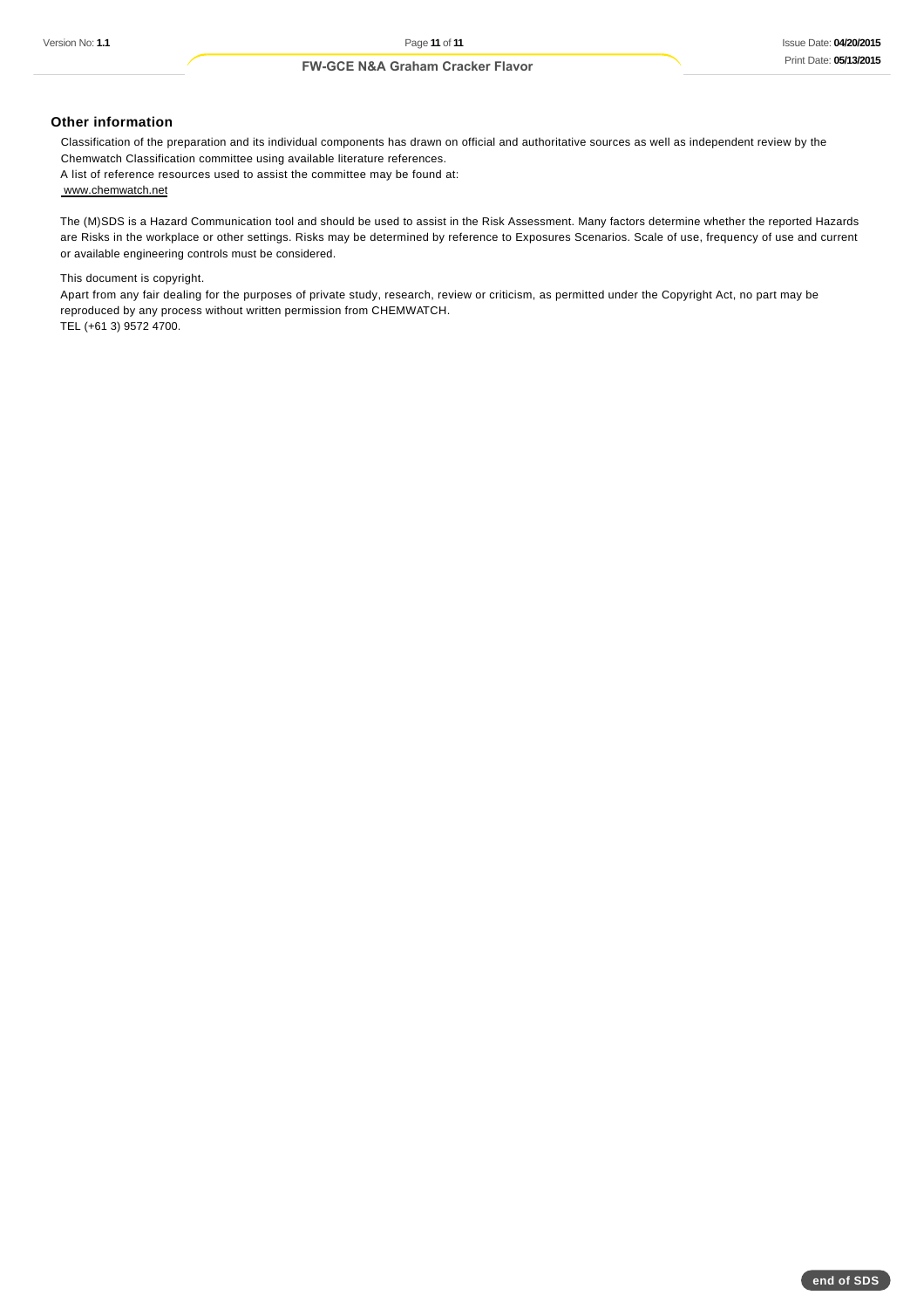## Other information

Classification of the preparation and its individual components has drawn on official and authoritative sources as well as independent review by the Chemwatch Classification committee using available literature references.
A list of reference resources used to assist the committee may be found at:
www.chemwatch.net

The (M)SDS is a Hazard Communication tool and should be used to assist in the Risk Assessment. Many factors determine whether the reported Hazards are Risks in the workplace or other settings. Risks may be determined by reference to Exposures Scenarios. Scale of use, frequency of use and current or available engineering controls must be considered.

This document is copyright.
Apart from any fair dealing for the purposes of private study, research, review or criticism, as permitted under the Copyright Act, no part may be reproduced by any process without written permission from CHEMWATCH.
TEL (+61 3) 9572 4700.

**end of SDS**